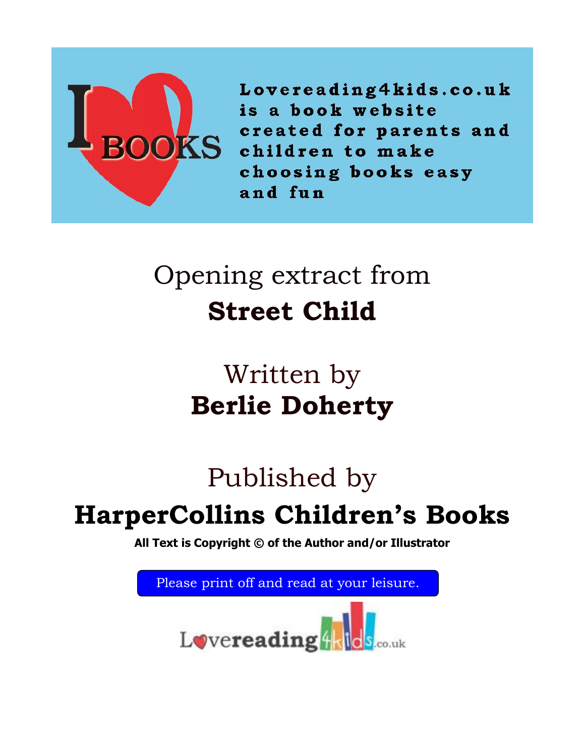I ♥ BOOKS

**Lovereading4kids.co.uk is a book website created for parents and children to make choosing books easy and fun**

# Opening extract from
# **Street Child**

## Written by
## **Berlie Doherty**

## Published by
## **HarperCollins Children's Books**

**All Text is Copyright © of the Author and/or Illustrator**

Please print off and read at your leisure.

Lovereading4kids.co.uk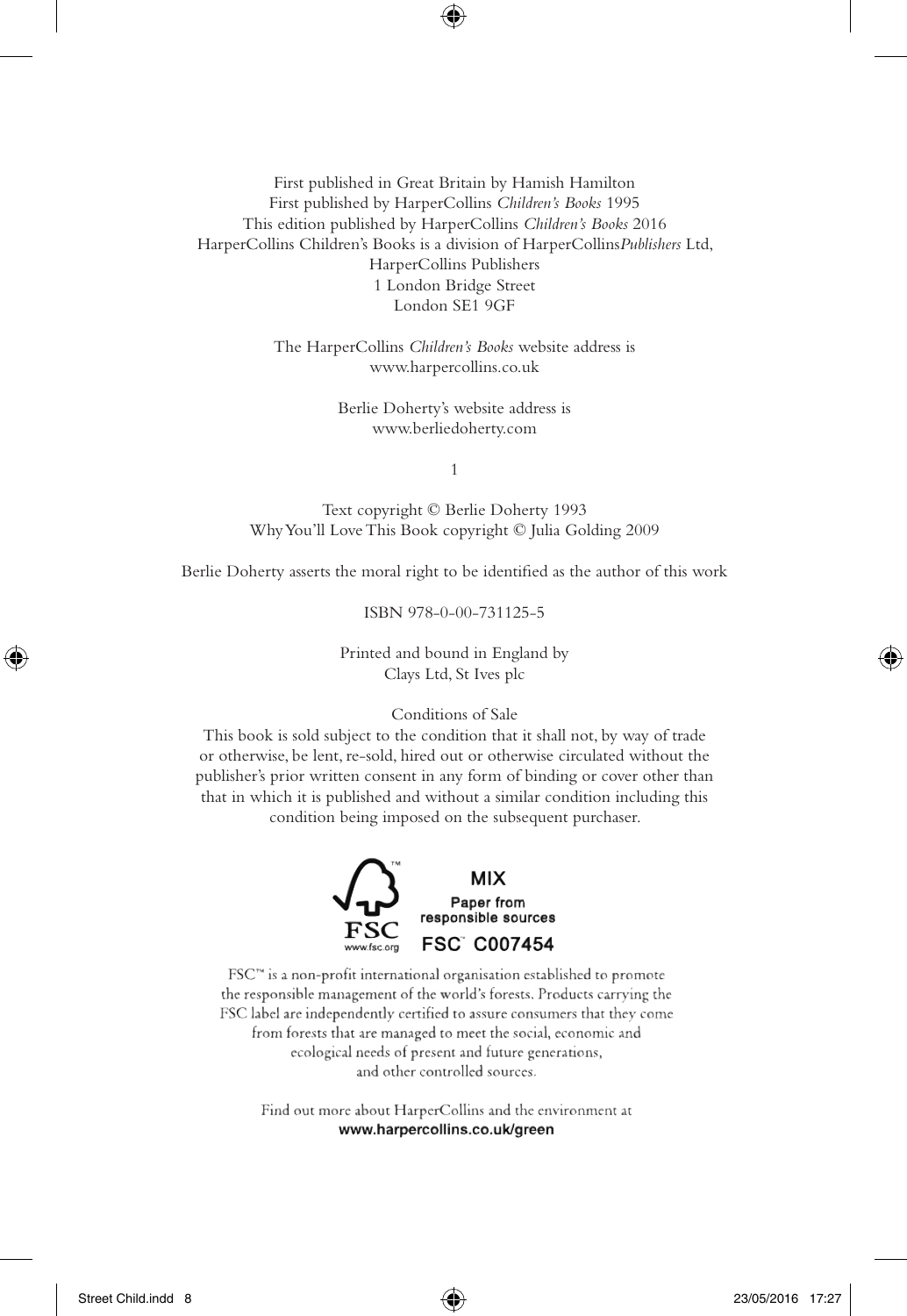First published in Great Britain by Hamish Hamilton
First published by HarperCollins *Children's Books* 1995
This edition published by HarperCollins *Children's Books* 2016
HarperCollins Children's Books is a division of HarperCollins*Publishers* Ltd,
HarperCollins Publishers
1 London Bridge Street
London SE1 9GF

The HarperCollins *Children's Books* website address is
www.harpercollins.co.uk

Berlie Doherty's website address is
www.berliedoherty.com

1

Text copyright © Berlie Doherty 1993
Why You'll Love This Book copyright © Julia Golding 2009

Berlie Doherty asserts the moral right to be identified as the author of this work

ISBN 978-0-00-731125-5

Printed and bound in England by
Clays Ltd, St Ives plc

Conditions of Sale
This book is sold subject to the condition that it shall not, by way of trade or otherwise, be lent, re-sold, hired out or otherwise circulated without the publisher's prior written consent in any form of binding or cover other than that in which it is published and without a similar condition including this condition being imposed on the subsequent purchaser.

FSC™ www.fsc.org
MIX
Paper from responsible sources
FSC™ C007454

FSC™ is a non-profit international organisation established to promote the responsible management of the world's forests. Products carrying the FSC label are independently certified to assure consumers that they come from forests that are managed to meet the social, economic and ecological needs of present and future generations, and other controlled sources.

Find out more about HarperCollins and the environment at
**www.harpercollins.co.uk/green**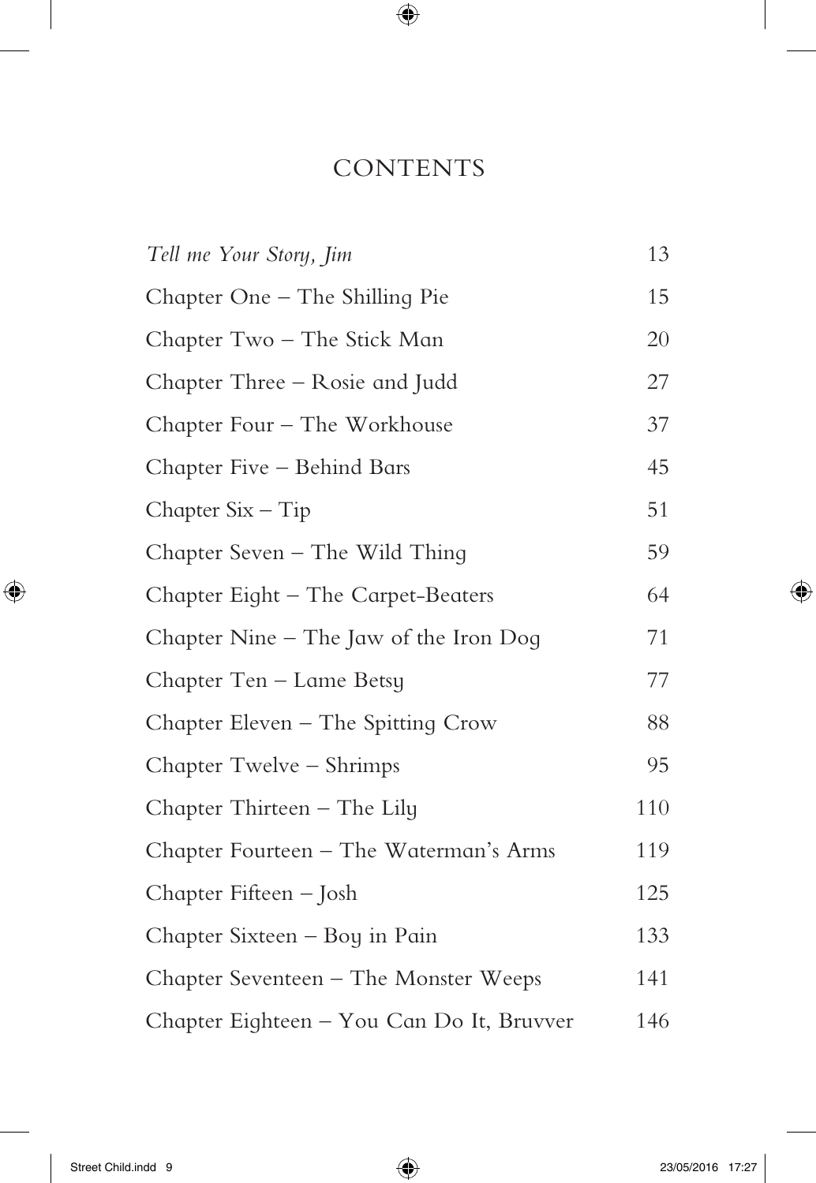# CONTENTS

| | |
|---|---|
| *Tell me Your Story, Jim* | 13 |
| Chapter One – The Shilling Pie | 15 |
| Chapter Two – The Stick Man | 20 |
| Chapter Three – Rosie and Judd | 27 |
| Chapter Four – The Workhouse | 37 |
| Chapter Five – Behind Bars | 45 |
| Chapter Six – Tip | 51 |
| Chapter Seven – The Wild Thing | 59 |
| Chapter Eight – The Carpet-Beaters | 64 |
| Chapter Nine – The Jaw of the Iron Dog | 71 |
| Chapter Ten – Lame Betsy | 77 |
| Chapter Eleven – The Spitting Crow | 88 |
| Chapter Twelve – Shrimps | 95 |
| Chapter Thirteen – The Lily | 110 |
| Chapter Fourteen – The Waterman's Arms | 119 |
| Chapter Fifteen – Josh | 125 |
| Chapter Sixteen – Boy in Pain | 133 |
| Chapter Seventeen – The Monster Weeps | 141 |
| Chapter Eighteen – You Can Do It, Bruvver | 146 |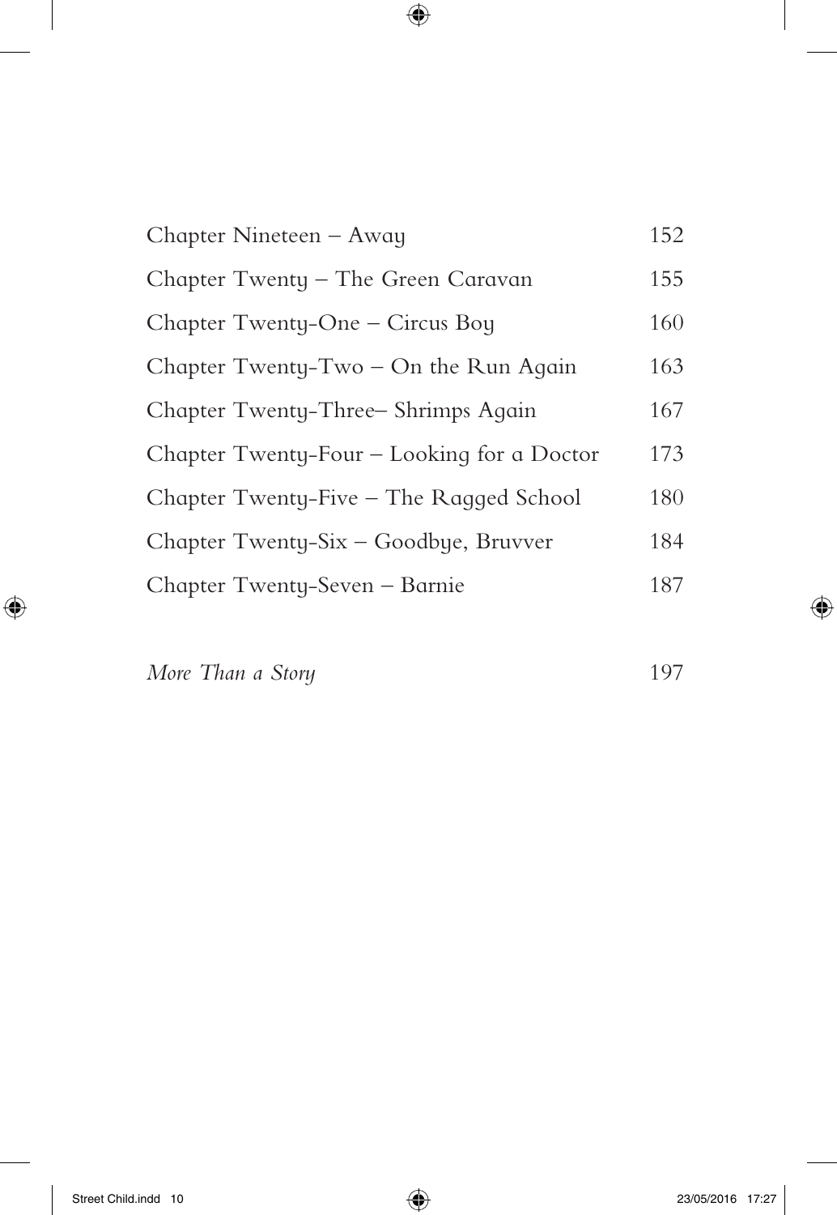| | |
|---|---|
| Chapter Nineteen – Away | 152 |
| Chapter Twenty – The Green Caravan | 155 |
| Chapter Twenty-One – Circus Boy | 160 |
| Chapter Twenty-Two – On the Run Again | 163 |
| Chapter Twenty-Three– Shrimps Again | 167 |
| Chapter Twenty-Four – Looking for a Doctor | 173 |
| Chapter Twenty-Five – The Ragged School | 180 |
| Chapter Twenty-Six – Goodbye, Bruvver | 184 |
| Chapter Twenty-Seven – Barnie | 187 |
| | |
| *More Than a Story* | 197 |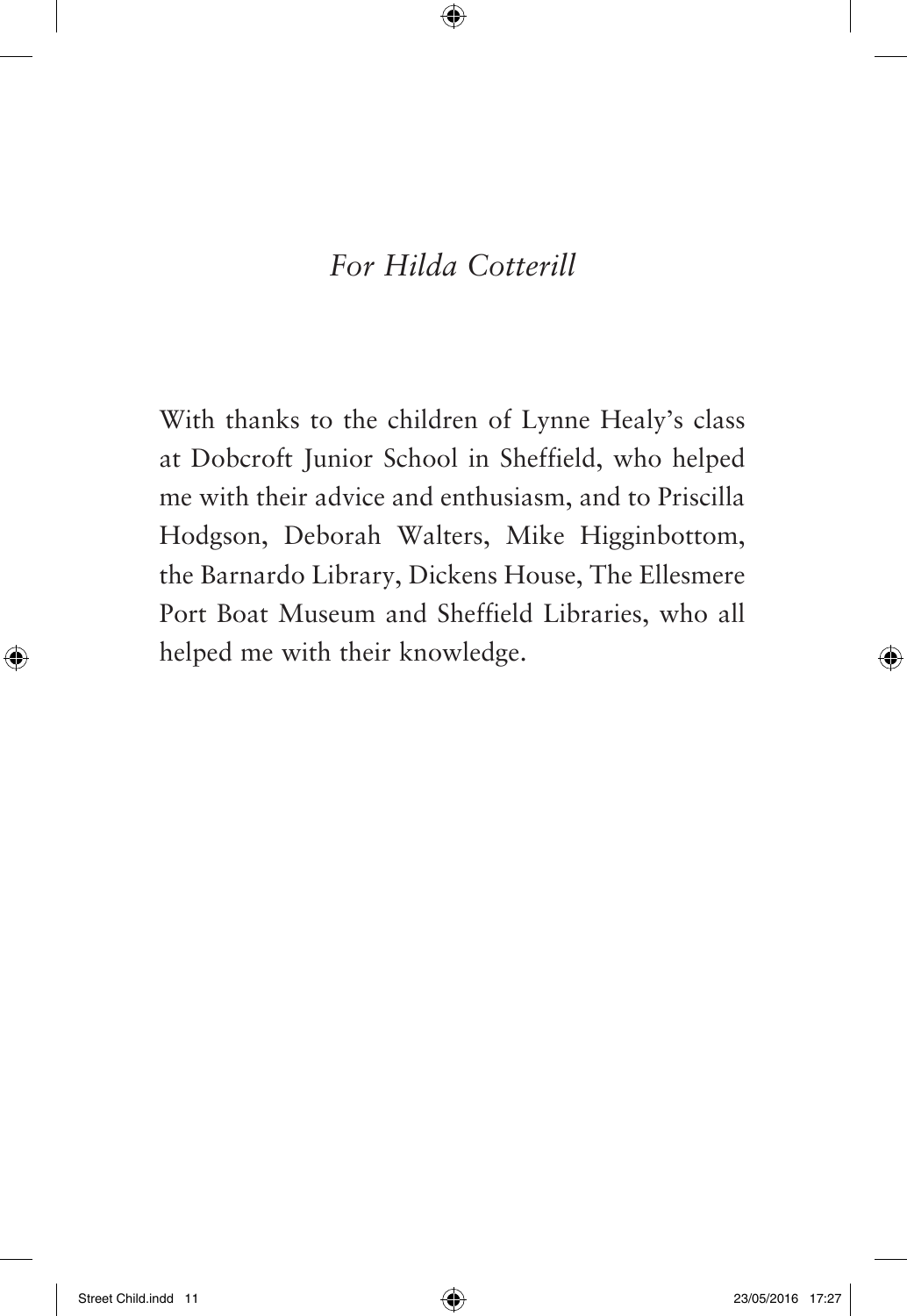*For Hilda Cotterill*

With thanks to the children of Lynne Healy's class at Dobcroft Junior School in Sheffield, who helped me with their advice and enthusiasm, and to Priscilla Hodgson, Deborah Walters, Mike Higginbottom, the Barnardo Library, Dickens House, The Ellesmere Port Boat Museum and Sheffield Libraries, who all helped me with their knowledge.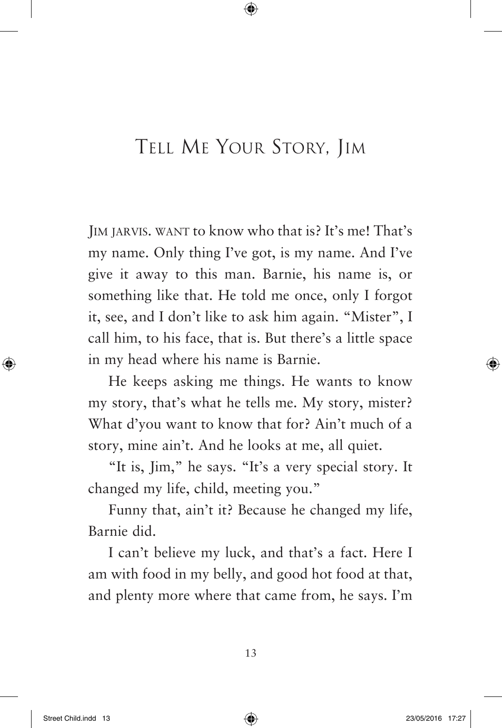# Tell Me Your Story, Jim

Jim Jarvis. Want to know who that is? It's me! That's my name. Only thing I've got, is my name. And I've give it away to this man. Barnie, his name is, or something like that. He told me once, only I forgot it, see, and I don't like to ask him again. "Mister", I call him, to his face, that is. But there's a little space in my head where his name is Barnie.

He keeps asking me things. He wants to know my story, that's what he tells me. My story, mister? What d'you want to know that for? Ain't much of a story, mine ain't. And he looks at me, all quiet.

"It is, Jim," he says. "It's a very special story. It changed my life, child, meeting you."

Funny that, ain't it? Because he changed my life, Barnie did.

I can't believe my luck, and that's a fact. Here I am with food in my belly, and good hot food at that, and plenty more where that came from, he says. I'm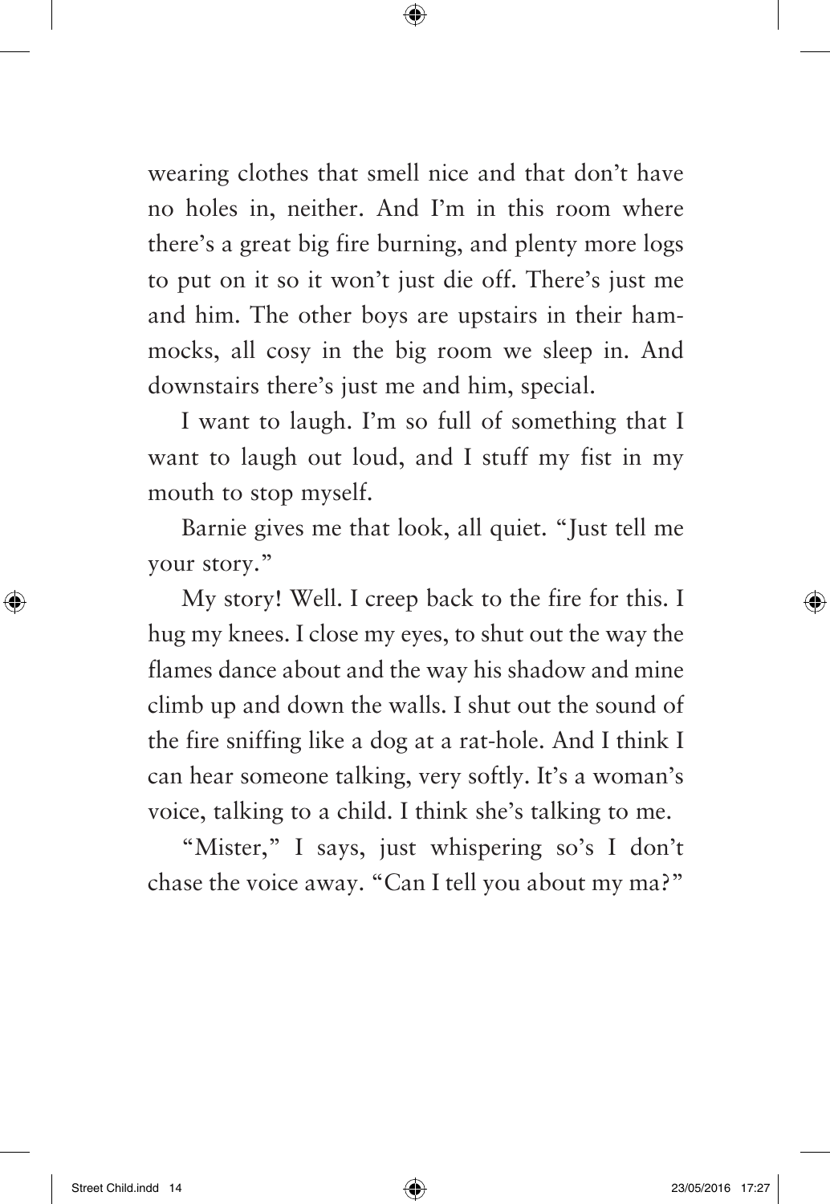wearing clothes that smell nice and that don't have no holes in, neither. And I'm in this room where there's a great big fire burning, and plenty more logs to put on it so it won't just die off. There's just me and him. The other boys are upstairs in their hammocks, all cosy in the big room we sleep in. And downstairs there's just me and him, special.

I want to laugh. I'm so full of something that I want to laugh out loud, and I stuff my fist in my mouth to stop myself.

Barnie gives me that look, all quiet. "Just tell me your story."

My story! Well. I creep back to the fire for this. I hug my knees. I close my eyes, to shut out the way the flames dance about and the way his shadow and mine climb up and down the walls. I shut out the sound of the fire sniffing like a dog at a rat-hole. And I think I can hear someone talking, very softly. It's a woman's voice, talking to a child. I think she's talking to me.

"Mister," I says, just whispering so's I don't chase the voice away. "Can I tell you about my ma?"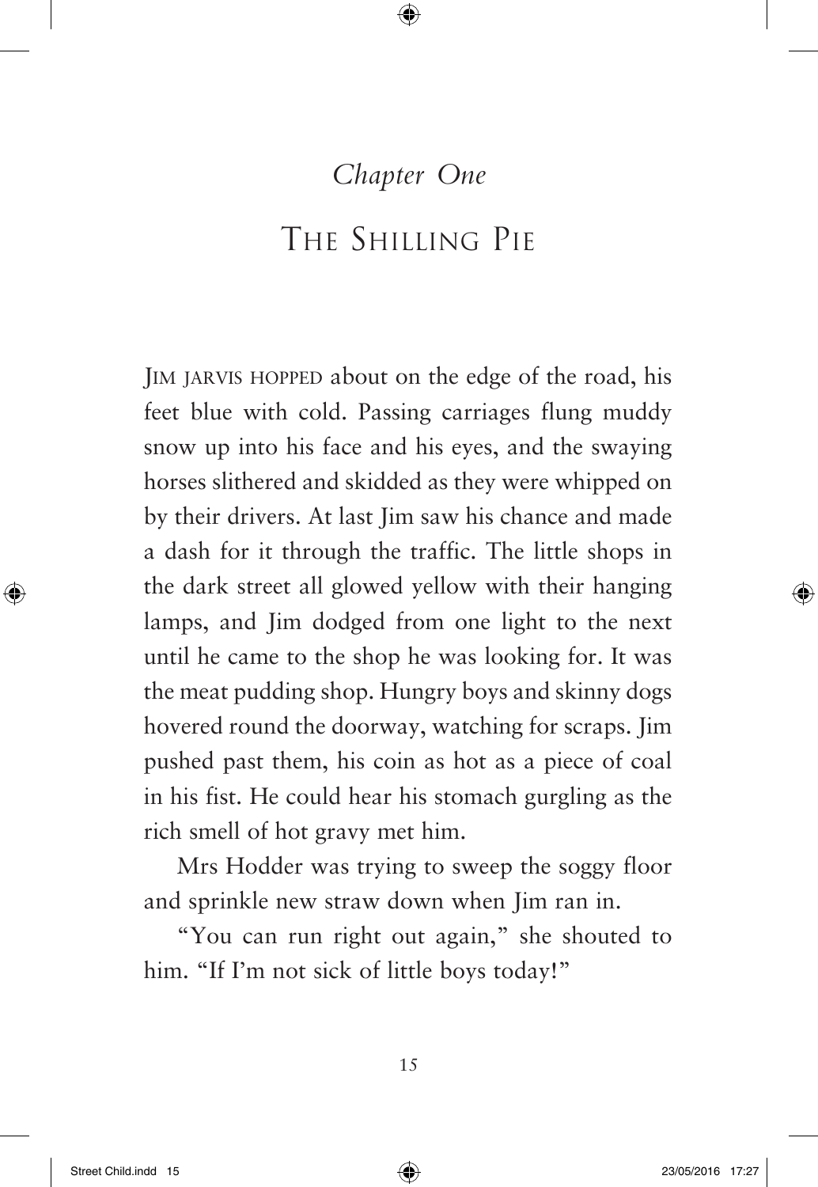*Chapter One*

# The Shilling Pie

JIM JARVIS HOPPED about on the edge of the road, his feet blue with cold. Passing carriages flung muddy snow up into his face and his eyes, and the swaying horses slithered and skidded as they were whipped on by their drivers. At last Jim saw his chance and made a dash for it through the traffic. The little shops in the dark street all glowed yellow with their hanging lamps, and Jim dodged from one light to the next until he came to the shop he was looking for. It was the meat pudding shop. Hungry boys and skinny dogs hovered round the doorway, watching for scraps. Jim pushed past them, his coin as hot as a piece of coal in his fist. He could hear his stomach gurgling as the rich smell of hot gravy met him.

Mrs Hodder was trying to sweep the soggy floor and sprinkle new straw down when Jim ran in.

"You can run right out again," she shouted to him. "If I'm not sick of little boys today!"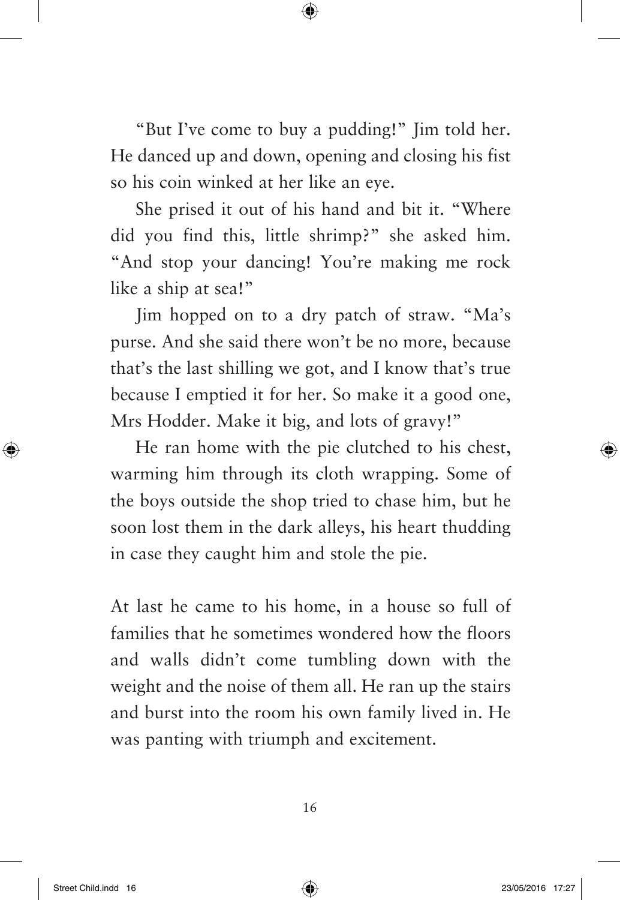"But I've come to buy a pudding!" Jim told her. He danced up and down, opening and closing his fist so his coin winked at her like an eye.

She prised it out of his hand and bit it. "Where did you find this, little shrimp?" she asked him. "And stop your dancing! You're making me rock like a ship at sea!"

Jim hopped on to a dry patch of straw. "Ma's purse. And she said there won't be no more, because that's the last shilling we got, and I know that's true because I emptied it for her. So make it a good one, Mrs Hodder. Make it big, and lots of gravy!"

He ran home with the pie clutched to his chest, warming him through its cloth wrapping. Some of the boys outside the shop tried to chase him, but he soon lost them in the dark alleys, his heart thudding in case they caught him and stole the pie.

At last he came to his home, in a house so full of families that he sometimes wondered how the floors and walls didn't come tumbling down with the weight and the noise of them all. He ran up the stairs and burst into the room his own family lived in. He was panting with triumph and excitement.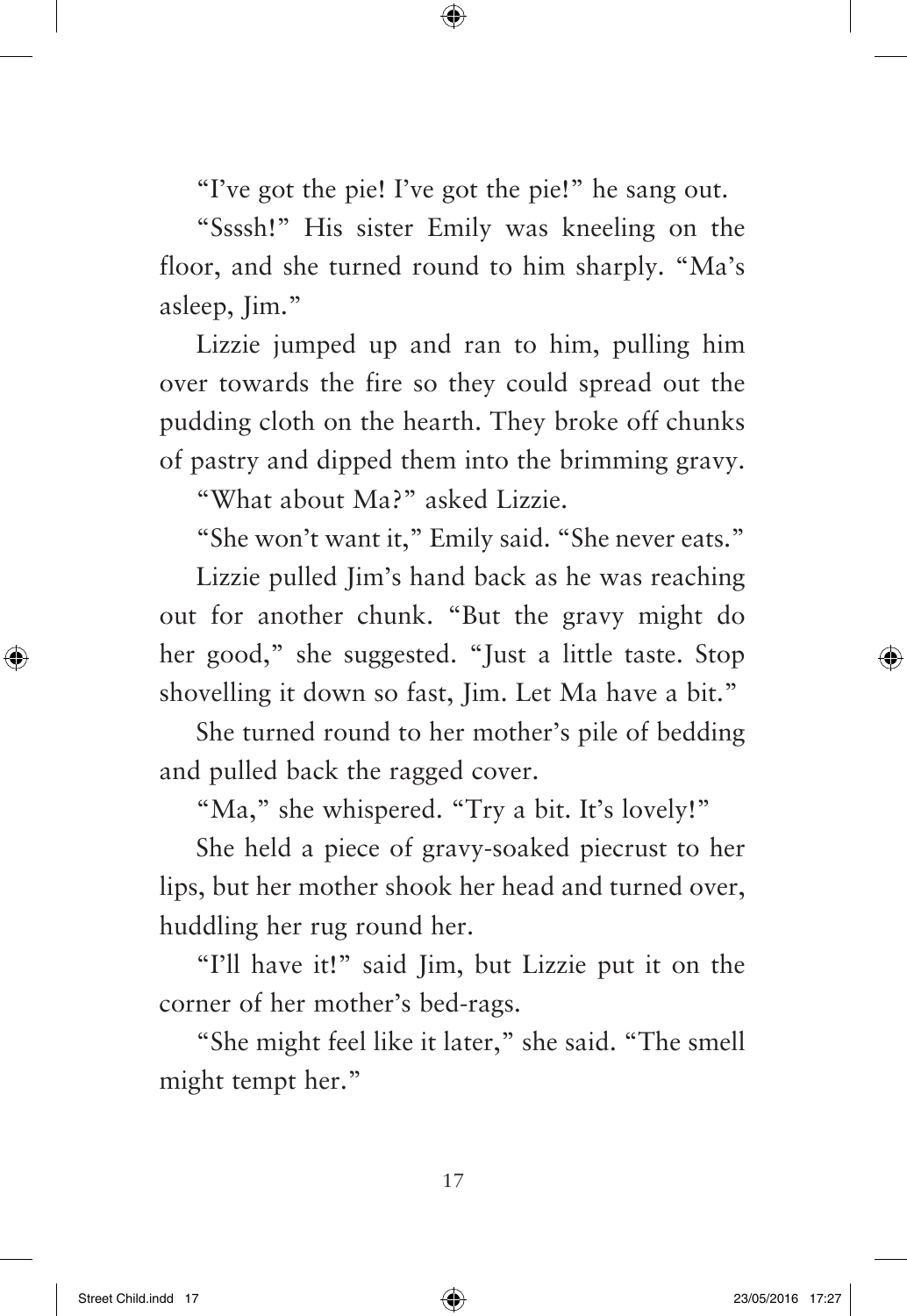"I've got the pie! I've got the pie!" he sang out.

"Ssssh!" His sister Emily was kneeling on the floor, and she turned round to him sharply. "Ma's asleep, Jim."

Lizzie jumped up and ran to him, pulling him over towards the fire so they could spread out the pudding cloth on the hearth. They broke off chunks of pastry and dipped them into the brimming gravy.

"What about Ma?" asked Lizzie.

"She won't want it," Emily said. "She never eats."

Lizzie pulled Jim's hand back as he was reaching out for another chunk. "But the gravy might do her good," she suggested. "Just a little taste. Stop shovelling it down so fast, Jim. Let Ma have a bit."

She turned round to her mother's pile of bedding and pulled back the ragged cover.

"Ma," she whispered. "Try a bit. It's lovely!"

She held a piece of gravy-soaked piecrust to her lips, but her mother shook her head and turned over, huddling her rug round her.

"I'll have it!" said Jim, but Lizzie put it on the corner of her mother's bed-rags.

"She might feel like it later," she said. "The smell might tempt her."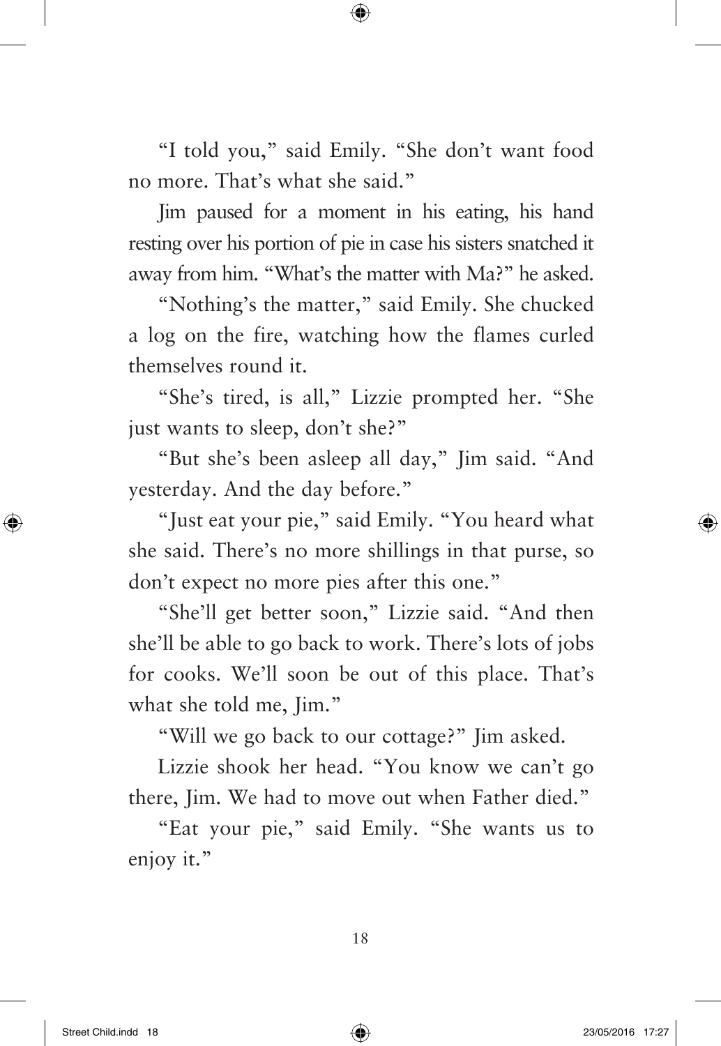"I told you," said Emily. "She don't want food no more. That's what she said."

Jim paused for a moment in his eating, his hand resting over his portion of pie in case his sisters snatched it away from him. "What's the matter with Ma?" he asked.

"Nothing's the matter," said Emily. She chucked a log on the fire, watching how the flames curled themselves round it.

"She's tired, is all," Lizzie prompted her. "She just wants to sleep, don't she?"

"But she's been asleep all day," Jim said. "And yesterday. And the day before."

"Just eat your pie," said Emily. "You heard what she said. There's no more shillings in that purse, so don't expect no more pies after this one."

"She'll get better soon," Lizzie said. "And then she'll be able to go back to work. There's lots of jobs for cooks. We'll soon be out of this place. That's what she told me, Jim."

"Will we go back to our cottage?" Jim asked.

Lizzie shook her head. "You know we can't go there, Jim. We had to move out when Father died."

"Eat your pie," said Emily. "She wants us to enjoy it."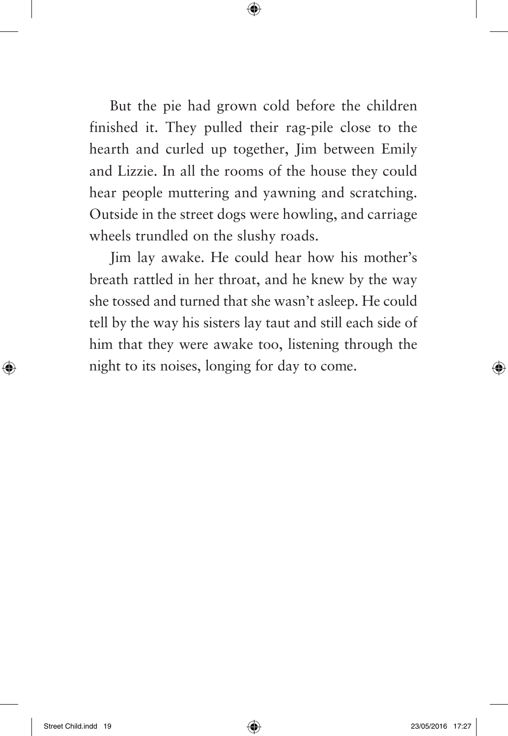But the pie had grown cold before the children finished it. They pulled their rag-pile close to the hearth and curled up together, Jim between Emily and Lizzie. In all the rooms of the house they could hear people muttering and yawning and scratching. Outside in the street dogs were howling, and carriage wheels trundled on the slushy roads.

Jim lay awake. He could hear how his mother's breath rattled in her throat, and he knew by the way she tossed and turned that she wasn't asleep. He could tell by the way his sisters lay taut and still each side of him that they were awake too, listening through the night to its noises, longing for day to come.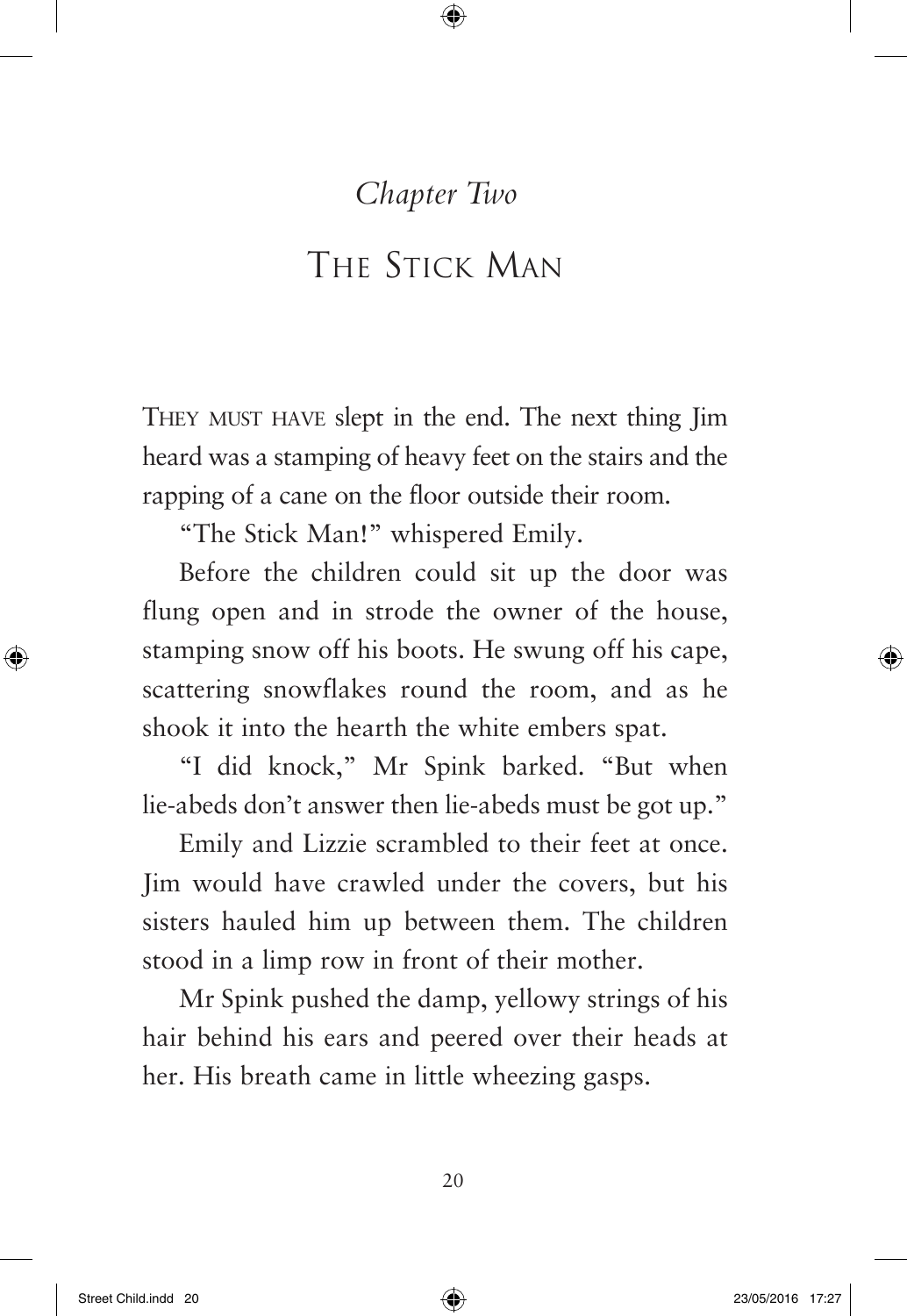## *Chapter Two*

# The Stick Man

They must have slept in the end. The next thing Jim heard was a stamping of heavy feet on the stairs and the rapping of a cane on the floor outside their room.

"The Stick Man!" whispered Emily.

Before the children could sit up the door was flung open and in strode the owner of the house, stamping snow off his boots. He swung off his cape, scattering snowflakes round the room, and as he shook it into the hearth the white embers spat.

"I did knock," Mr Spink barked. "But when lie-abeds don't answer then lie-abeds must be got up."

Emily and Lizzie scrambled to their feet at once. Jim would have crawled under the covers, but his sisters hauled him up between them. The children stood in a limp row in front of their mother.

Mr Spink pushed the damp, yellowy strings of his hair behind his ears and peered over their heads at her. His breath came in little wheezing gasps.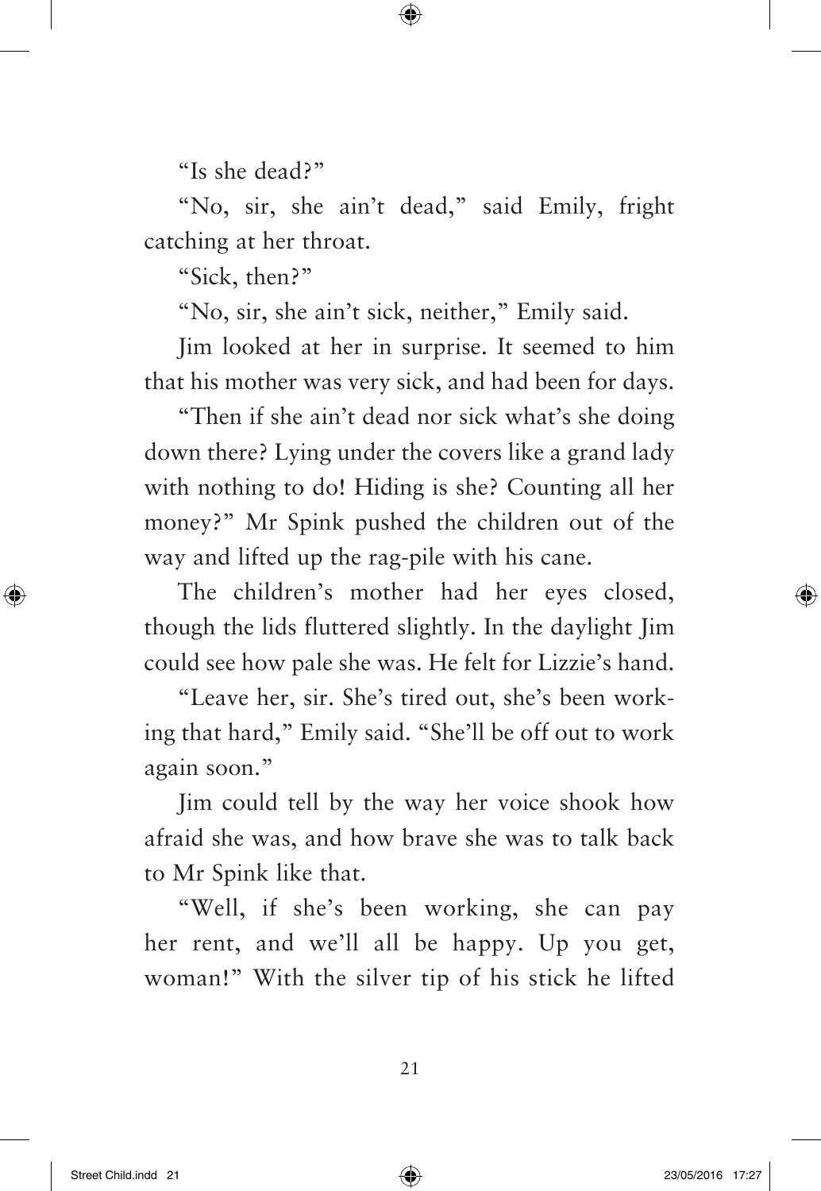"Is she dead?"

"No, sir, she ain't dead," said Emily, fright catching at her throat.

"Sick, then?"

"No, sir, she ain't sick, neither," Emily said.

Jim looked at her in surprise. It seemed to him that his mother was very sick, and had been for days.

"Then if she ain't dead nor sick what's she doing down there? Lying under the covers like a grand lady with nothing to do! Hiding is she? Counting all her money?" Mr Spink pushed the children out of the way and lifted up the rag-pile with his cane.

The children's mother had her eyes closed, though the lids fluttered slightly. In the daylight Jim could see how pale she was. He felt for Lizzie's hand.

"Leave her, sir. She's tired out, she's been working that hard," Emily said. "She'll be off out to work again soon."

Jim could tell by the way her voice shook how afraid she was, and how brave she was to talk back to Mr Spink like that.

"Well, if she's been working, she can pay her rent, and we'll all be happy. Up you get, woman!" With the silver tip of his stick he lifted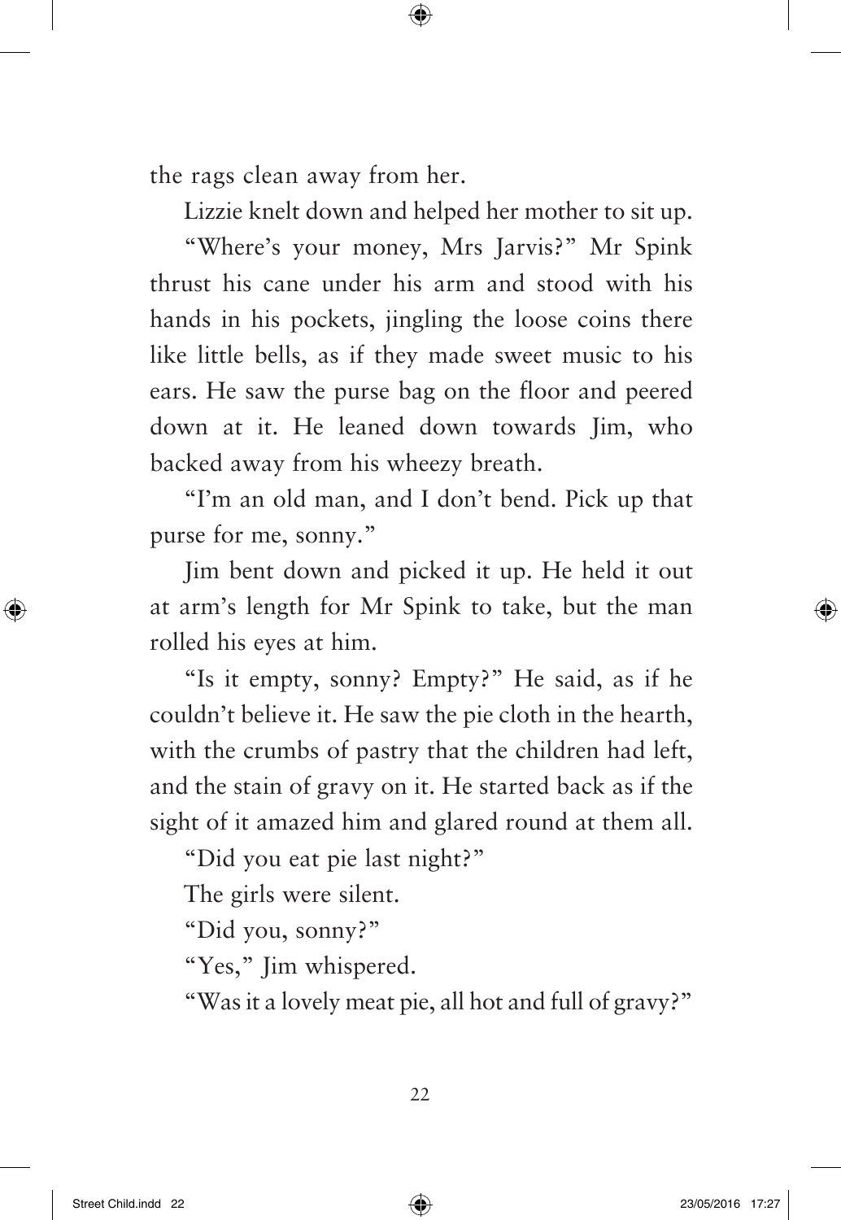the rags clean away from her.

Lizzie knelt down and helped her mother to sit up.

"Where's your money, Mrs Jarvis?" Mr Spink thrust his cane under his arm and stood with his hands in his pockets, jingling the loose coins there like little bells, as if they made sweet music to his ears. He saw the purse bag on the floor and peered down at it. He leaned down towards Jim, who backed away from his wheezy breath.

"I'm an old man, and I don't bend. Pick up that purse for me, sonny."

Jim bent down and picked it up. He held it out at arm's length for Mr Spink to take, but the man rolled his eyes at him.

"Is it empty, sonny? Empty?" He said, as if he couldn't believe it. He saw the pie cloth in the hearth, with the crumbs of pastry that the children had left, and the stain of gravy on it. He started back as if the sight of it amazed him and glared round at them all.

"Did you eat pie last night?"

The girls were silent.

"Did you, sonny?"

"Yes," Jim whispered.

"Was it a lovely meat pie, all hot and full of gravy?"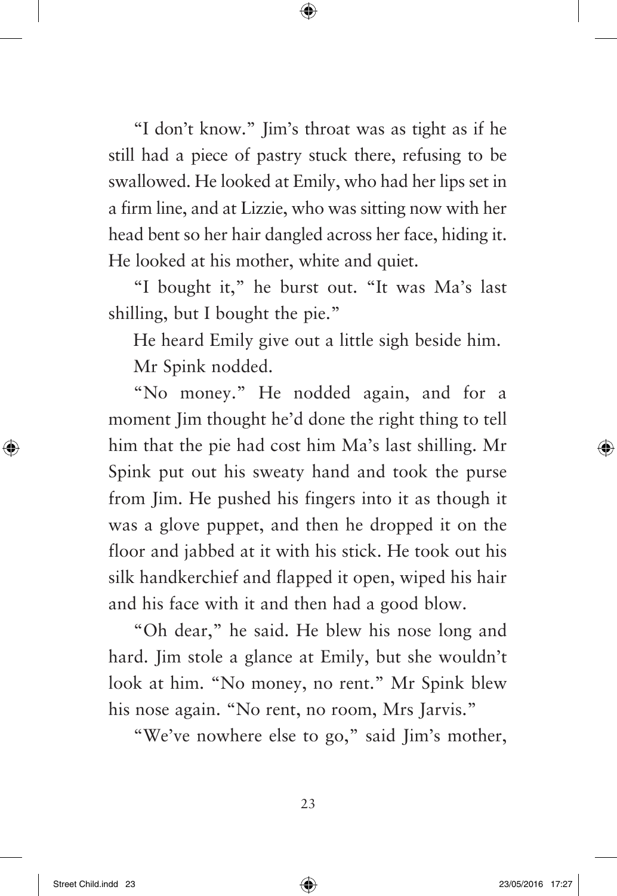"I don't know." Jim's throat was as tight as if he still had a piece of pastry stuck there, refusing to be swallowed. He looked at Emily, who had her lips set in a firm line, and at Lizzie, who was sitting now with her head bent so her hair dangled across her face, hiding it. He looked at his mother, white and quiet.

"I bought it," he burst out. "It was Ma's last shilling, but I bought the pie."

He heard Emily give out a little sigh beside him.

Mr Spink nodded.

"No money." He nodded again, and for a moment Jim thought he'd done the right thing to tell him that the pie had cost him Ma's last shilling. Mr Spink put out his sweaty hand and took the purse from Jim. He pushed his fingers into it as though it was a glove puppet, and then he dropped it on the floor and jabbed at it with his stick. He took out his silk handkerchief and flapped it open, wiped his hair and his face with it and then had a good blow.

"Oh dear," he said. He blew his nose long and hard. Jim stole a glance at Emily, but she wouldn't look at him. "No money, no rent." Mr Spink blew his nose again. "No rent, no room, Mrs Jarvis."

"We've nowhere else to go," said Jim's mother,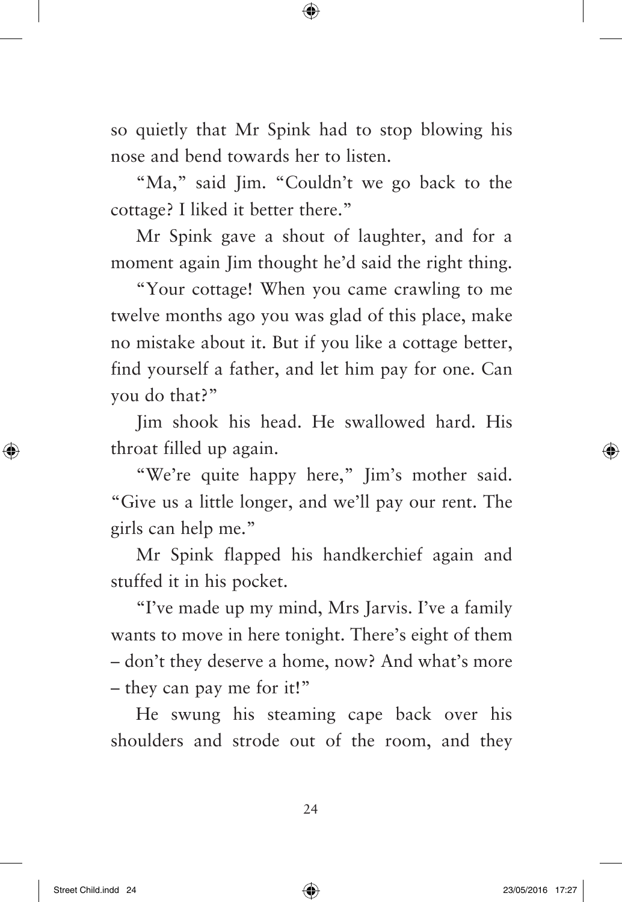so quietly that Mr Spink had to stop blowing his nose and bend towards her to listen.

"Ma," said Jim. "Couldn't we go back to the cottage? I liked it better there."

Mr Spink gave a shout of laughter, and for a moment again Jim thought he'd said the right thing.

"Your cottage! When you came crawling to me twelve months ago you was glad of this place, make no mistake about it. But if you like a cottage better, find yourself a father, and let him pay for one. Can you do that?"

Jim shook his head. He swallowed hard. His throat filled up again.

"We're quite happy here," Jim's mother said. "Give us a little longer, and we'll pay our rent. The girls can help me."

Mr Spink flapped his handkerchief again and stuffed it in his pocket.

"I've made up my mind, Mrs Jarvis. I've a family wants to move in here tonight. There's eight of them – don't they deserve a home, now? And what's more – they can pay me for it!"

He swung his steaming cape back over his shoulders and strode out of the room, and they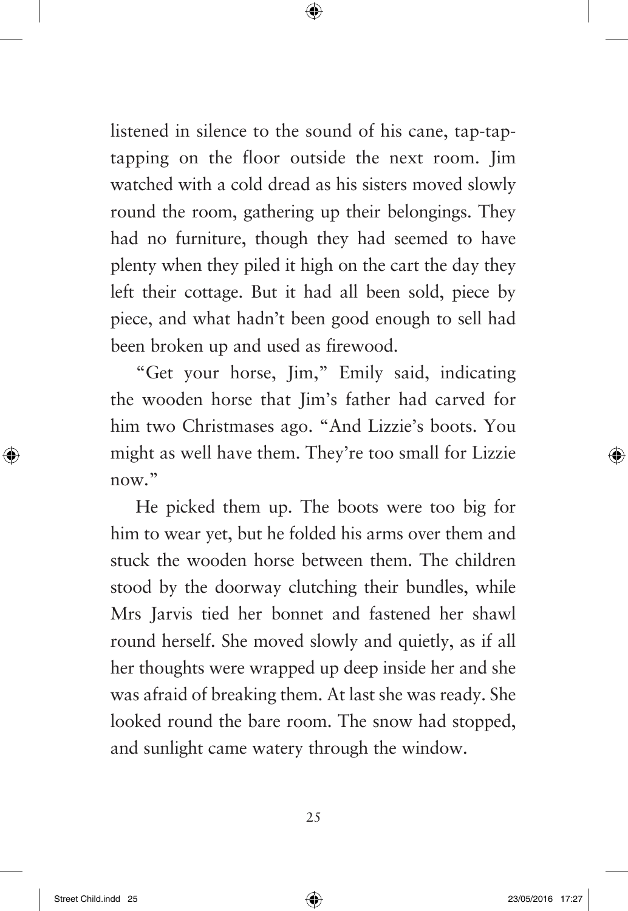listened in silence to the sound of his cane, tap-tap-tapping on the floor outside the next room. Jim watched with a cold dread as his sisters moved slowly round the room, gathering up their belongings. They had no furniture, though they had seemed to have plenty when they piled it high on the cart the day they left their cottage. But it had all been sold, piece by piece, and what hadn't been good enough to sell had been broken up and used as firewood.

"Get your horse, Jim," Emily said, indicating the wooden horse that Jim's father had carved for him two Christmases ago. "And Lizzie's boots. You might as well have them. They're too small for Lizzie now."

He picked them up. The boots were too big for him to wear yet, but he folded his arms over them and stuck the wooden horse between them. The children stood by the doorway clutching their bundles, while Mrs Jarvis tied her bonnet and fastened her shawl round herself. She moved slowly and quietly, as if all her thoughts were wrapped up deep inside her and she was afraid of breaking them. At last she was ready. She looked round the bare room. The snow had stopped, and sunlight came watery through the window.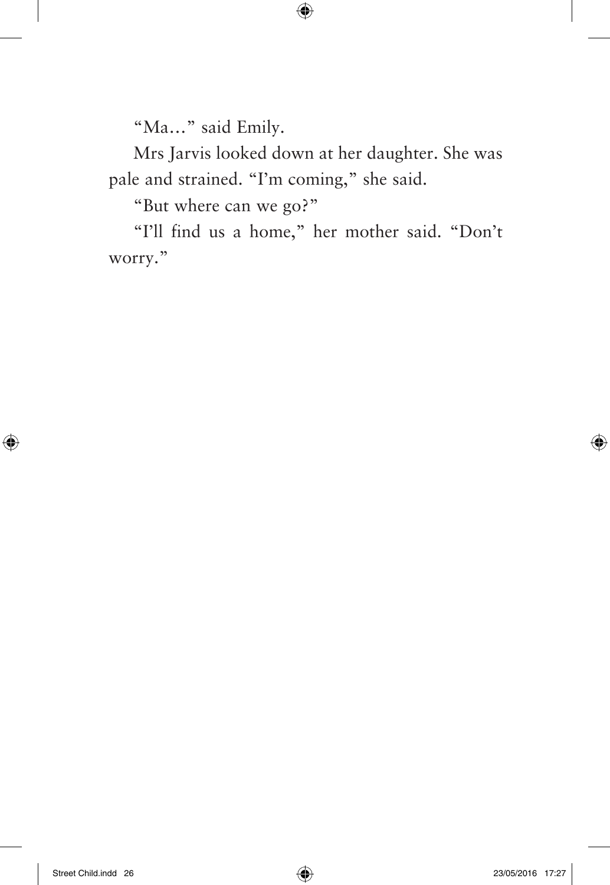"Ma…" said Emily.

Mrs Jarvis looked down at her daughter. She was pale and strained. "I'm coming," she said.

"But where can we go?"

"I'll find us a home," her mother said. "Don't worry."